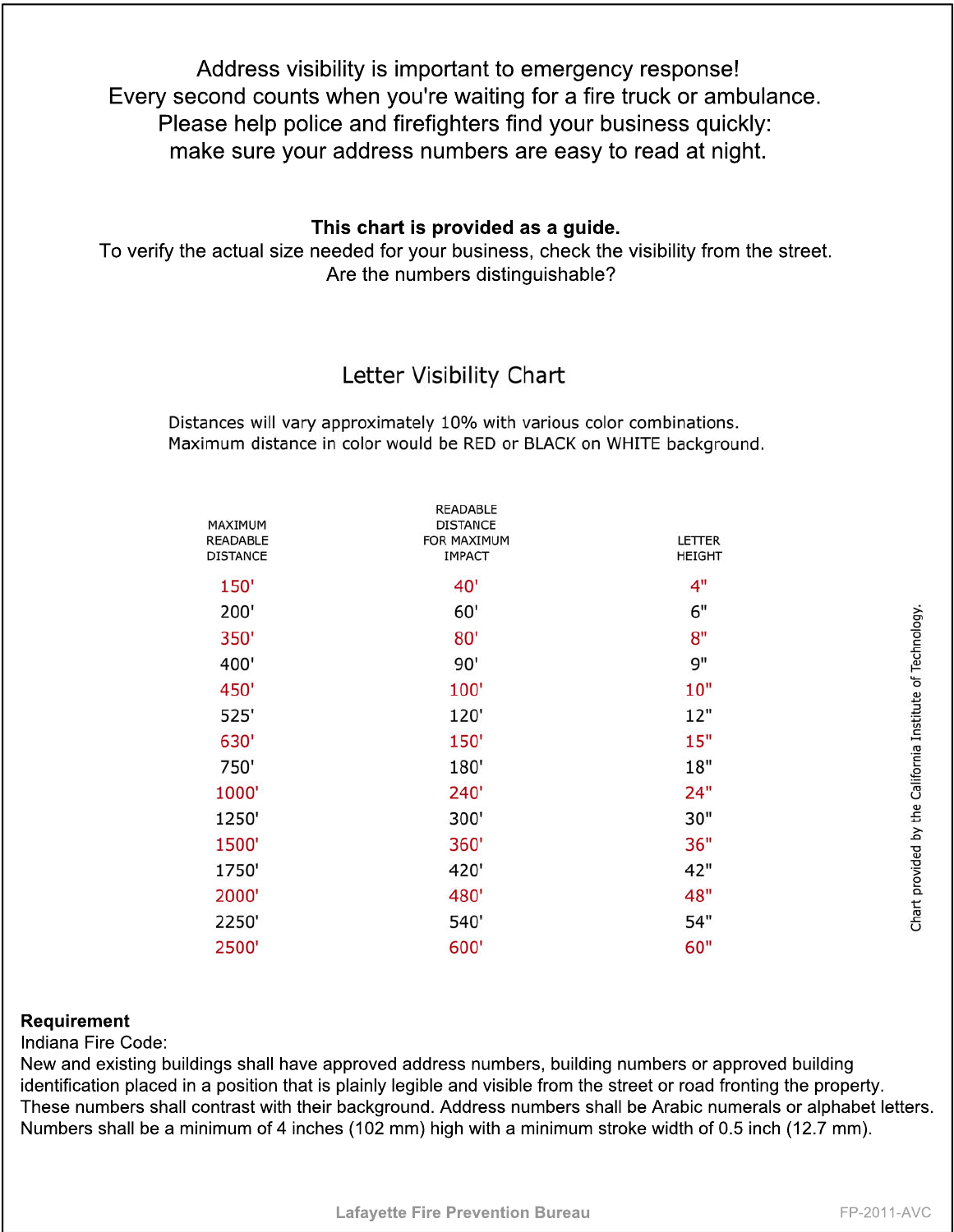Address visibility is important to emergency response!
Every second counts when you're waiting for a fire truck or ambulance.
Please help police and firefighters find your business quickly:
make sure your address numbers are easy to read at night.

**This chart is provided as a guide.**
To verify the actual size needed for your business, check the visibility from the street.
Are the numbers distinguishable?

## Letter Visibility Chart

Distances will vary approximately 10% with various color combinations.
Maximum distance in color would be RED or BLACK on WHITE background.

| MAXIMUM READABLE DISTANCE | READABLE DISTANCE FOR MAXIMUM IMPACT | LETTER HEIGHT |
|---|---|---|
| 150' | 40' | 4" |
| 200' | 60' | 6" |
| 350' | 80' | 8" |
| 400' | 90' | 9" |
| 450' | 100' | 10" |
| 525' | 120' | 12" |
| 630' | 150' | 15" |
| 750' | 180' | 18" |
| 1000' | 240' | 24" |
| 1250' | 300' | 30" |
| 1500' | 360' | 36" |
| 1750' | 420' | 42" |
| 2000' | 480' | 48" |
| 2250' | 540' | 54" |
| 2500' | 600' | 60" |

Chart provided by the California Institute of Technology.

**Requirement**
Indiana Fire Code:
New and existing buildings shall have approved address numbers, building numbers or approved building identification placed in a position that is plainly legible and visible from the street or road fronting the property. These numbers shall contrast with their background. Address numbers shall be Arabic numerals or alphabet letters. Numbers shall be a minimum of 4 inches (102 mm) high with a minimum stroke width of 0.5 inch (12.7 mm).

Lafayette Fire Prevention Bureau

FP-2011-AVC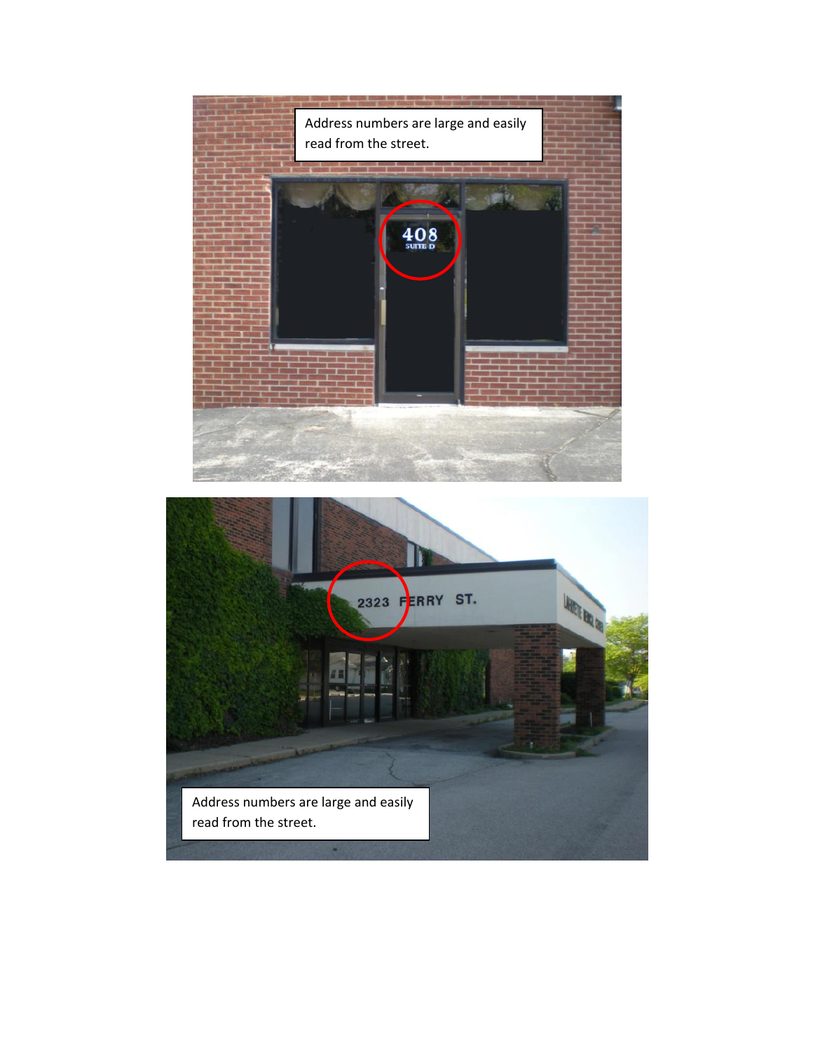Address numbers are large and easily read from the street.

Address numbers are large and easily read from the street.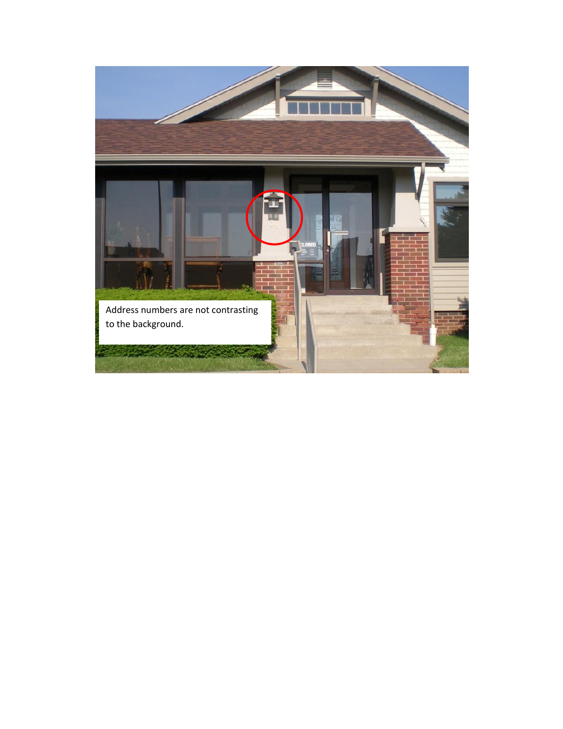Address numbers are not contrasting to the background.